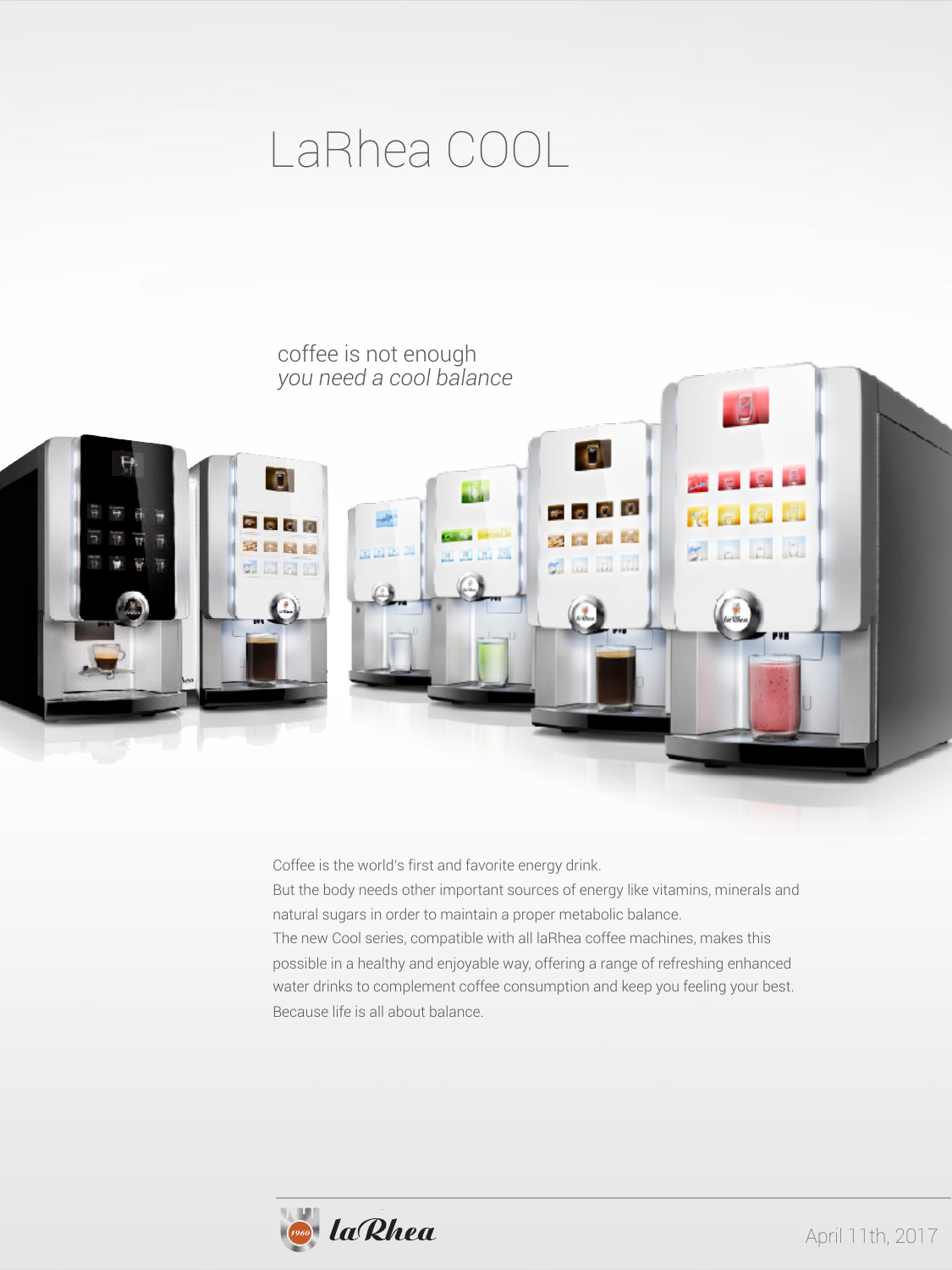# LaRhea COOL

coffee is not enough
*you need a cool balance*

Coffee is the world's first and favorite energy drink.
But the body needs other important sources of energy like vitamins, minerals and natural sugars in order to maintain a proper metabolic balance.
The new Cool series, compatible with all laRhea coffee machines, makes this possible in a healthy and enjoyable way, offering a range of refreshing enhanced water drinks to complement coffee consumption and keep you feeling your best.
Because life is all about balance.

laRhea

April 11th, 2017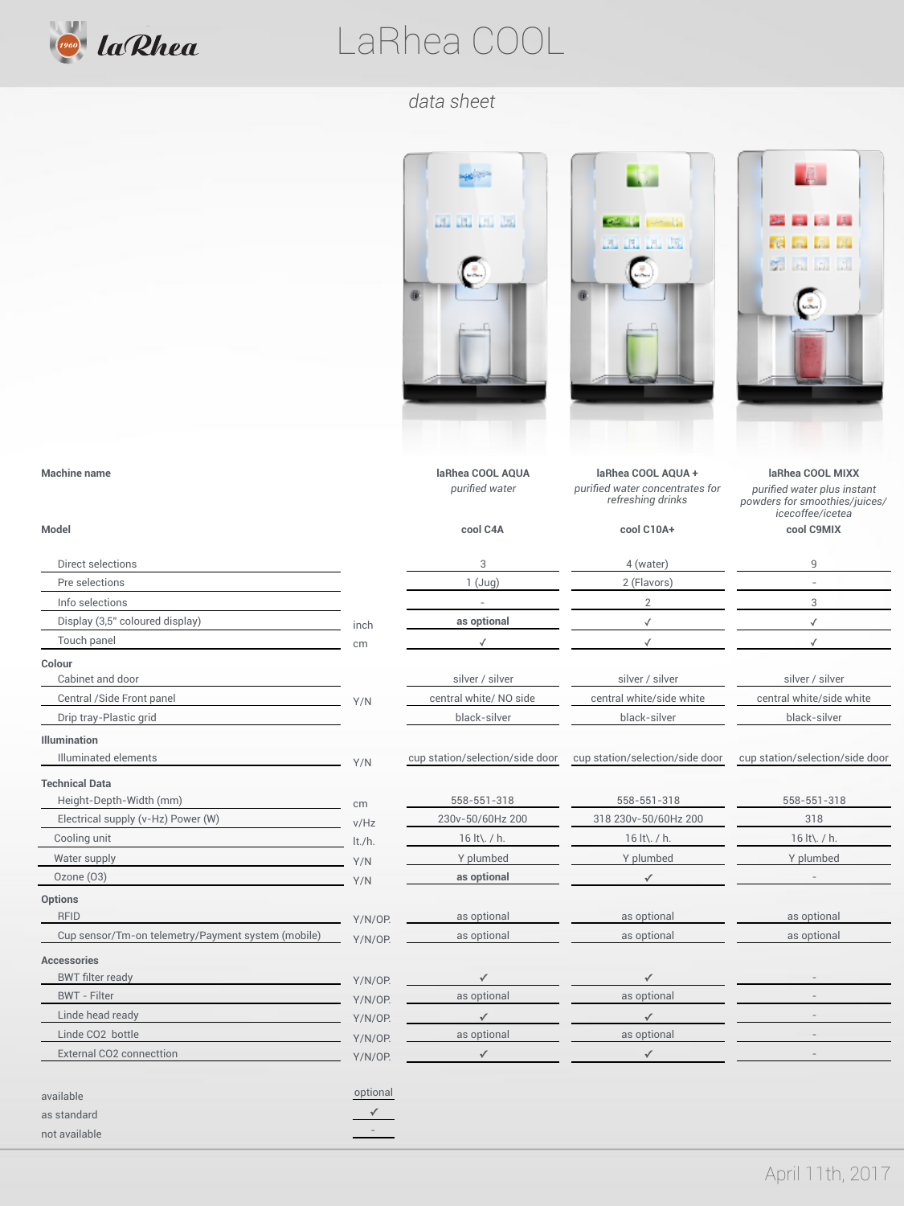laRhea

# LaRhea COOL

*data sheet*

| Machine name | | laRhea COOL AQUA<br>*purified water* | laRhea COOL AQUA +<br>*purified water concentrates for refreshing drinks* | laRhea COOL MIXX<br>*purified water plus instant powders for smoothies/juices/ icecoffee/icetea* |
|---|---|---|---|---|
| **Model** | | **cool C4A** | **cool C10A+** | **cool C9MIX** |
| Direct selections | | 3 | 4 (water) | 9 |
| Pre selections | | 1 (Jug) | 2 (Flavors) | - |
| Info selections | | - | 2 | 3 |
| Display (3,5" coloured display) | inch | **as optional** | ✓ | ✓ |
| Touch panel | cm | ✓ | ✓ | ✓ |
| **Colour** | | | | |
| Cabinet and door | | silver / silver | silver / silver | silver / silver |
| Central /Side Front panel | Y/N | central white/ NO side | central white/side white | central white/side white |
| Drip tray-Plastic grid | | black-silver | black-silver | black-silver |
| **Illumination** | | | | |
| Illuminated elements | Y/N | cup station/selection/side door | cup station/selection/side door | cup station/selection/side door |
| **Technical Data** | | | | |
| Height-Depth-Width (mm) | cm | 558-551-318 | 558-551-318 | 558-551-318 |
| Electrical supply (v-Hz) Power (W) | v/Hz | 230v-50/60Hz 200 | 318 230v-50/60Hz 200 | 318 |
| Cooling unit | lt./h. | 16 lt\. / h. | 16 lt\. / h. | 16 lt\. / h. |
| Water supply | Y/N | Y plumbed | Y plumbed | Y plumbed |
| Ozone (O3) | Y/N | **as optional** | ✓ | - |
| **Options** | | | | |
| RFID | Y/N/OP. | as optional | as optional | as optional |
| Cup sensor/Tm-on telemetry/Payment system (mobile) | Y/N/OP. | as optional | as optional | as optional |
| **Accessories** | | | | |
| BWT filter ready | Y/N/OP. | ✓ | ✓ | - |
| BWT - Filter | Y/N/OP. | as optional | as optional | - |
| Linde head ready | Y/N/OP. | ✓ | ✓ | - |
| Linde CO2 bottle | Y/N/OP. | as optional | as optional | - |
| External CO2 connecttion | Y/N/OP. | ✓ | ✓ | - |

| | |
|---|---|
| available | optional |
| as standard | ✓ |
| not available | - |

April 11th, 2017